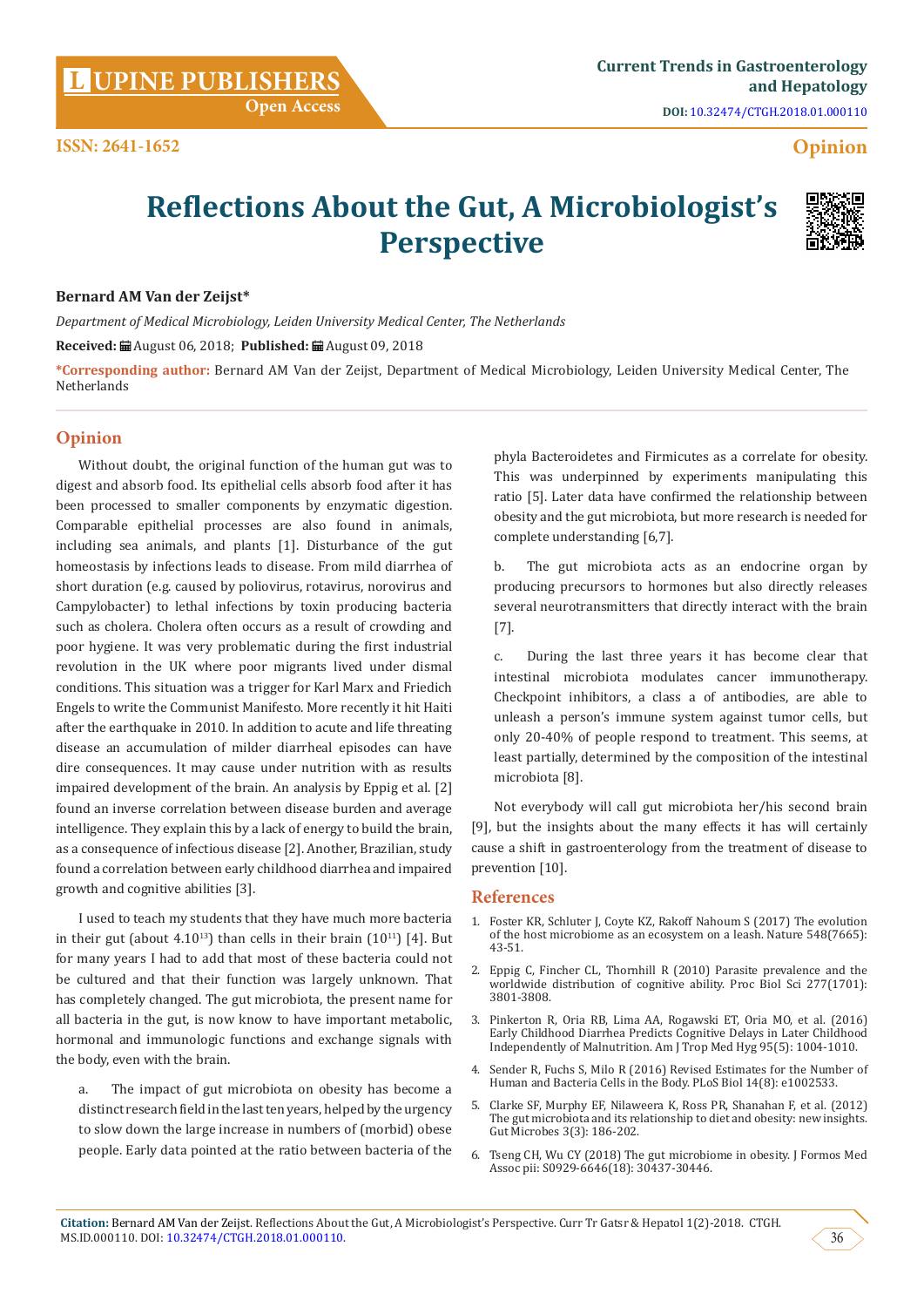# Reflections About the Gut, A Microbiologist's Perspective

**Bernard AM Van der Zeijst***

*Department of Medical Microbiology, Leiden University Medical Center, The Netherlands*

**Received:** August 06, 2018; **Published:** August 09, 2018

***Corresponding author:** Bernard AM Van der Zeijst, Department of Medical Microbiology, Leiden University Medical Center, The Netherlands

## Opinion

Without doubt, the original function of the human gut was to digest and absorb food. Its epithelial cells absorb food after it has been processed to smaller components by enzymatic digestion. Comparable epithelial processes are also found in animals, including sea animals, and plants [1]. Disturbance of the gut homeostasis by infections leads to disease. From mild diarrhea of short duration (e.g. caused by poliovirus, rotavirus, norovirus and Campylobacter) to lethal infections by toxin producing bacteria such as cholera. Cholera often occurs as a result of crowding and poor hygiene. It was very problematic during the first industrial revolution in the UK where poor migrants lived under dismal conditions. This situation was a trigger for Karl Marx and Friedich Engels to write the Communist Manifesto. More recently it hit Haiti after the earthquake in 2010. In addition to acute and life threating disease an accumulation of milder diarrheal episodes can have dire consequences. It may cause under nutrition with as results impaired development of the brain. An analysis by Eppig et al. [2] found an inverse correlation between disease burden and average intelligence. They explain this by a lack of energy to build the brain, as a consequence of infectious disease [2]. Another, Brazilian, study found a correlation between early childhood diarrhea and impaired growth and cognitive abilities [3].

I used to teach my students that they have much more bacteria in their gut (about $4.10^{13}$) than cells in their brain ($10^{11}$) [4]. But for many years I had to add that most of these bacteria could not be cultured and that their function was largely unknown. That has completely changed. The gut microbiota, the present name for all bacteria in the gut, is now know to have important metabolic, hormonal and immunologic functions and exchange signals with the body, even with the brain.

a. The impact of gut microbiota on obesity has become a distinct research field in the last ten years, helped by the urgency to slow down the large increase in numbers of (morbid) obese people. Early data pointed at the ratio between bacteria of the phyla Bacteroidetes and Firmicutes as a correlate for obesity. This was underpinned by experiments manipulating this ratio [5]. Later data have confirmed the relationship between obesity and the gut microbiota, but more research is needed for complete understanding [6,7].

b. The gut microbiota acts as an endocrine organ by producing precursors to hormones but also directly releases several neurotransmitters that directly interact with the brain [7].

c. During the last three years it has become clear that intestinal microbiota modulates cancer immunotherapy. Checkpoint inhibitors, a class a of antibodies, are able to unleash a person's immune system against tumor cells, but only 20-40% of people respond to treatment. This seems, at least partially, determined by the composition of the intestinal microbiota [8].

Not everybody will call gut microbiota her/his second brain [9], but the insights about the many effects it has will certainly cause a shift in gastroenterology from the treatment of disease to prevention [10].

## References

1. Foster KR, Schluter J, Coyte KZ, Rakoff Nahoum S (2017) The evolution of the host microbiome as an ecosystem on a leash. Nature 548(7665): 43-51.
2. Eppig C, Fincher CL, Thornhill R (2010) Parasite prevalence and the worldwide distribution of cognitive ability. Proc Biol Sci 277(1701): 3801-3808.
3. Pinkerton R, Oria RB, Lima AA, Rogawski ET, Oria MO, et al. (2016) Early Childhood Diarrhea Predicts Cognitive Delays in Later Childhood Independently of Malnutrition. Am J Trop Med Hyg 95(5): 1004-1010.
4. Sender R, Fuchs S, Milo R (2016) Revised Estimates for the Number of Human and Bacteria Cells in the Body. PLoS Biol 14(8): e1002533.
5. Clarke SF, Murphy EF, Nilaweera K, Ross PR, Shanahan F, et al. (2012) The gut microbiota and its relationship to diet and obesity: new insights. Gut Microbes 3(3): 186-202.
6. Tseng CH, Wu CY (2018) The gut microbiome in obesity. J Formos Med Assoc pii: S0929-6646(18): 30437-30446.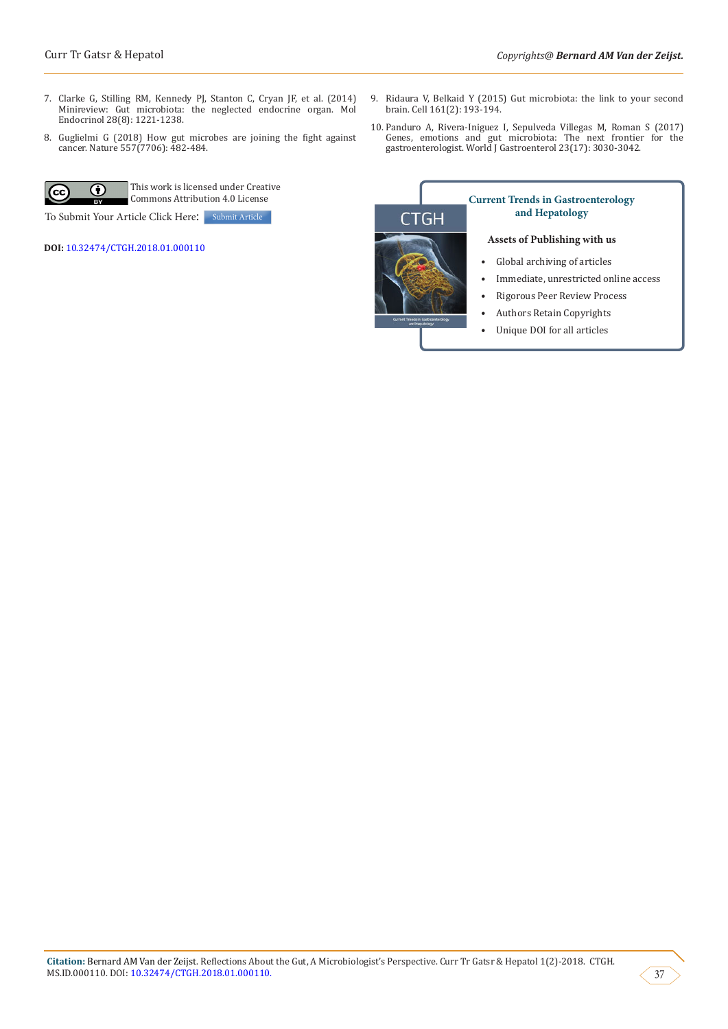7. Clarke G, Stilling RM, Kennedy PJ, Stanton C, Cryan JF, et al. (2014) Minireview: Gut microbiota: the neglected endocrine organ. Mol Endocrinol 28(8): 1221-1238.
8. Guglielmi G (2018) How gut microbes are joining the fight against cancer. Nature 557(7706): 482-484.
9. Ridaura V, Belkaid Y (2015) Gut microbiota: the link to your second brain. Cell 161(2): 193-194.
10. Panduro A, Rivera-Iniguez I, Sepulveda Villegas M, Roman S (2017) Genes, emotions and gut microbiota: The next frontier for the gastroenterologist. World J Gastroenterol 23(17): 3030-3042.

This work is licensed under Creative Commons Attribution 4.0 License

To Submit Your Article Click Here: Submit Article

**DOI:** 10.32474/CTGH.2018.01.000110

**Current Trends in Gastroenterology and Hepatology**

**Assets of Publishing with us**

- Global archiving of articles
- Immediate, unrestricted online access
- Rigorous Peer Review Process
- Authors Retain Copyrights
- Unique DOI for all articles

**Citation:** Bernard AM Van der Zeijst. Reflections About the Gut, A Microbiologist's Perspective. Curr Tr Gatsr & Hepatol 1(2)-2018. CTGH. MS.ID.000110. DOI: 10.32474/CTGH.2018.01.000110.